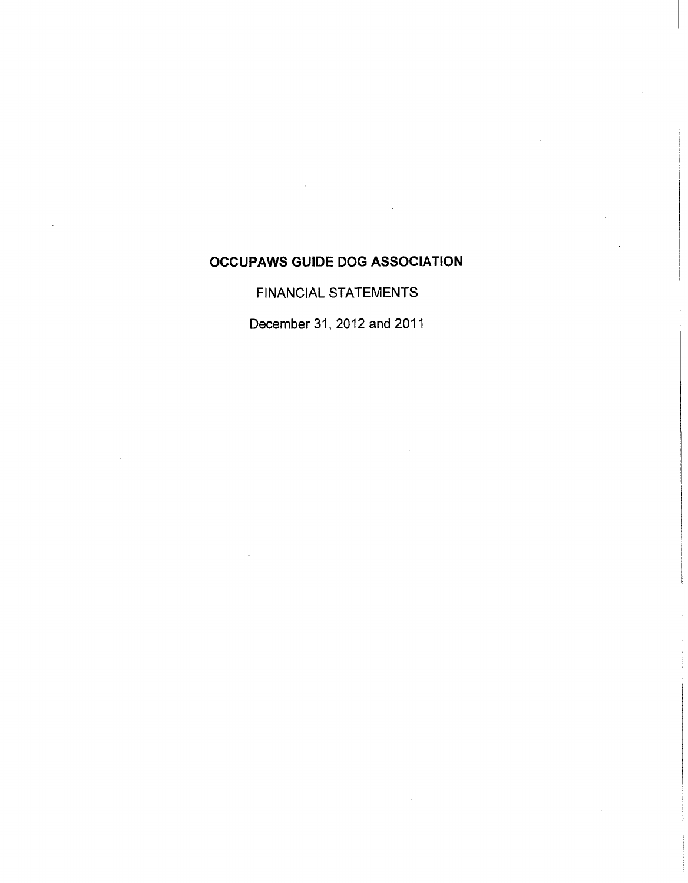# OCCUPAWS GUIDE DOG ASSOCIATION

FINANCIAL STATEMENTS

December 31, 2012 and 2011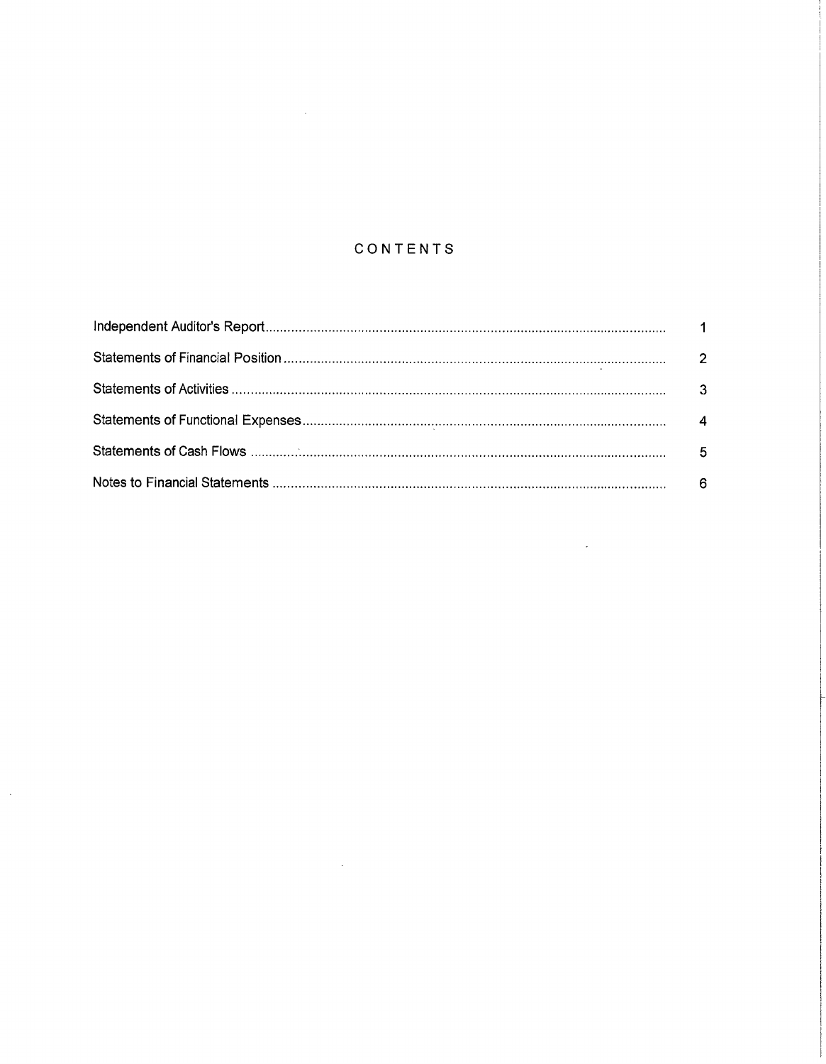# CONTENTS

| | |
|---|---|
| Independent Auditor's Report | 1 |
| Statements of Financial Position | 2 |
| Statements of Activities | 3 |
| Statements of Functional Expenses | 4 |
| Statements of Cash Flows | 5 |
| Notes to Financial Statements | 6 |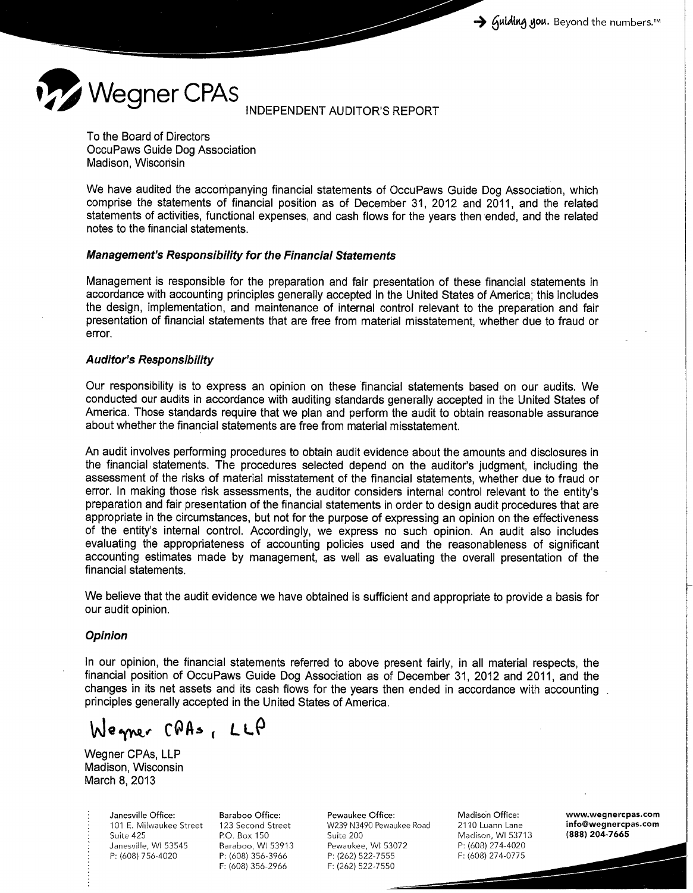Wegner CPAs

# INDEPENDENT AUDITOR'S REPORT

To the Board of Directors
OccuPaws Guide Dog Association
Madison, Wisconsin

We have audited the accompanying financial statements of OccuPaws Guide Dog Association, which comprise the statements of financial position as of December 31, 2012 and 2011, and the related statements of activities, functional expenses, and cash flows for the years then ended, and the related notes to the financial statements.

### *Management's Responsibility for the Financial Statements*

Management is responsible for the preparation and fair presentation of these financial statements in accordance with accounting principles generally accepted in the United States of America; this includes the design, implementation, and maintenance of internal control relevant to the preparation and fair presentation of financial statements that are free from material misstatement, whether due to fraud or error.

### *Auditor's Responsibility*

Our responsibility is to express an opinion on these financial statements based on our audits. We conducted our audits in accordance with auditing standards generally accepted in the United States of America. Those standards require that we plan and perform the audit to obtain reasonable assurance about whether the financial statements are free from material misstatement.

An audit involves performing procedures to obtain audit evidence about the amounts and disclosures in the financial statements. The procedures selected depend on the auditor's judgment, including the assessment of the risks of material misstatement of the financial statements, whether due to fraud or error. In making those risk assessments, the auditor considers internal control relevant to the entity's preparation and fair presentation of the financial statements in order to design audit procedures that are appropriate in the circumstances, but not for the purpose of expressing an opinion on the effectiveness of the entity's internal control. Accordingly, we express no such opinion. An audit also includes evaluating the appropriateness of accounting policies used and the reasonableness of significant accounting estimates made by management, as well as evaluating the overall presentation of the financial statements.

We believe that the audit evidence we have obtained is sufficient and appropriate to provide a basis for our audit opinion.

### *Opinion*

In our opinion, the financial statements referred to above present fairly, in all material respects, the financial position of OccuPaws Guide Dog Association as of December 31, 2012 and 2011, and the changes in its net assets and its cash flows for the years then ended in accordance with accounting principles generally accepted in the United States of America.

Wegner CPAs, LLP

Wegner CPAs, LLP
Madison, Wisconsin
March 8, 2013

Janesville Office: 101 E. Milwaukee Street, Suite 425, Janesville, WI 53545, P: (608) 756-4020
Baraboo Office: 123 Second Street, P.O. Box 150, Baraboo, WI 53913, P: (608) 356-3966, F: (608) 356-2966
Pewaukee Office: W239 N3490 Pewaukee Road, Suite 200, Pewaukee, WI 53072, P: (262) 522-7555, F: (262) 522-7550
Madison Office: 2110 Luann Lane, Madison, WI 53713, P: (608) 274-4020, F: (608) 274-0775
www.wegnercpas.com
info@wegnercpas.com
(888) 204-7665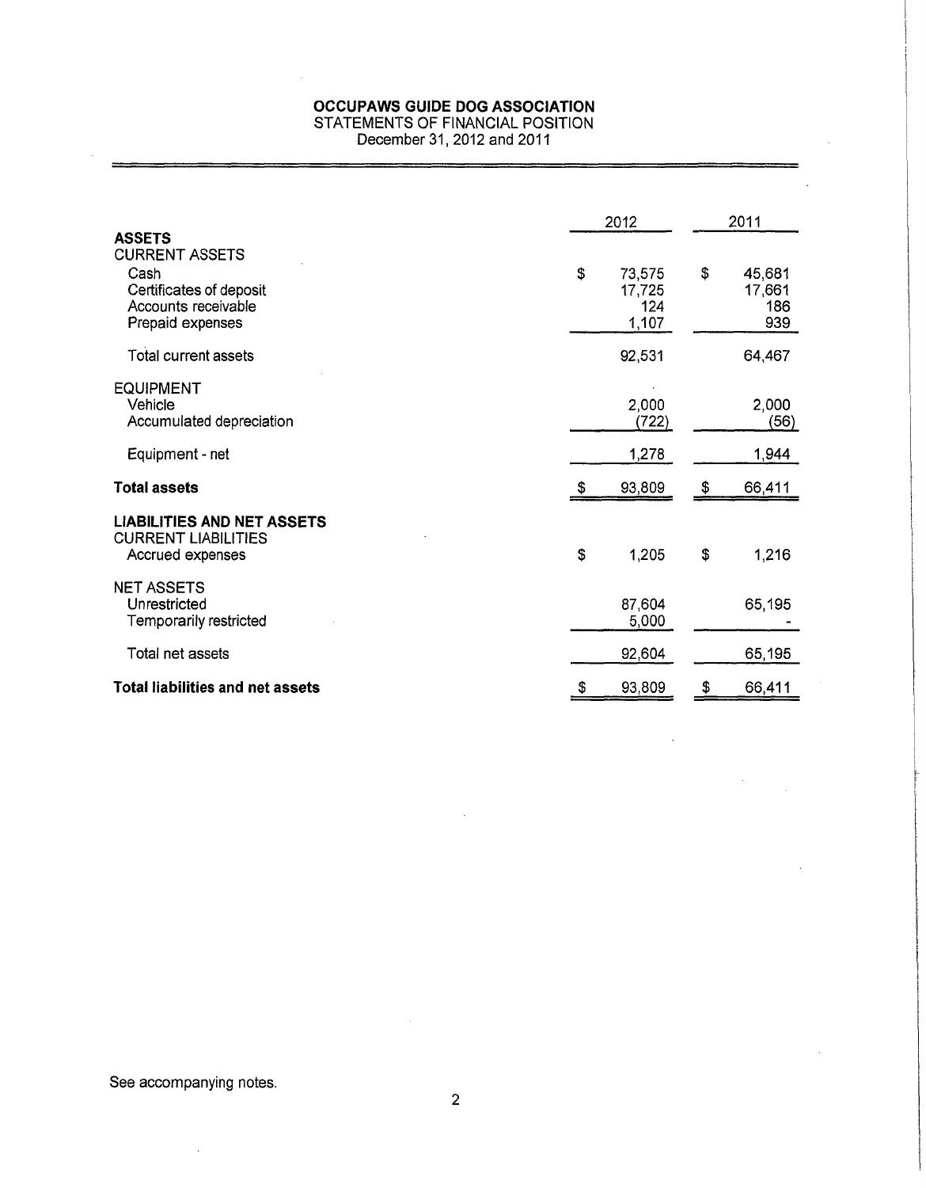**OCCUPAWS GUIDE DOG ASSOCIATION**
STATEMENTS OF FINANCIAL POSITION
December 31, 2012 and 2011

| | 2012 | 2011 |
|---|---|---|
| **ASSETS** | | |
| CURRENT ASSETS | | |
| Cash | $ 73,575 | $ 45,681 |
| Certificates of deposit | 17,725 | 17,661 |
| Accounts receivable | 124 | 186 |
| Prepaid expenses | 1,107 | 939 |
| Total current assets | 92,531 | 64,467 |
| EQUIPMENT | | |
| Vehicle | 2,000 | 2,000 |
| Accumulated depreciation | (722) | (56) |
| Equipment - net | 1,278 | 1,944 |
| **Total assets** | $ 93,809 | $ 66,411 |
| **LIABILITIES AND NET ASSETS** | | |
| CURRENT LIABILITIES | | |
| Accrued expenses | $ 1,205 | $ 1,216 |
| NET ASSETS | | |
| Unrestricted | 87,604 | 65,195 |
| Temporarily restricted | 5,000 | - |
| Total net assets | 92,604 | 65,195 |
| **Total liabilities and net assets** | $ 93,809 | $ 66,411 |

See accompanying notes.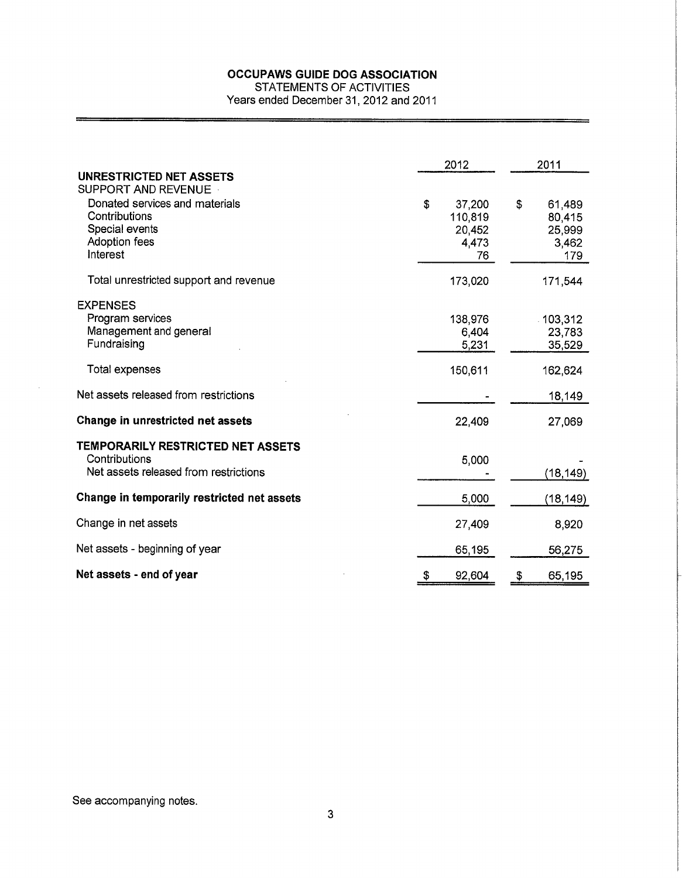# OCCUPAWS GUIDE DOG ASSOCIATION

STATEMENTS OF ACTIVITIES

Years ended December 31, 2012 and 2011

| | 2012 | 2011 |
|---|---|---|
| **UNRESTRICTED NET ASSETS** | | |
| SUPPORT AND REVENUE | | |
| Donated services and materials | $ 37,200 | $ 61,489 |
| Contributions | 110,819 | 80,415 |
| Special events | 20,452 | 25,999 |
| Adoption fees | 4,473 | 3,462 |
| Interest | 76 | 179 |
| Total unrestricted support and revenue | 173,020 | 171,544 |
| EXPENSES | | |
| Program services | 138,976 | 103,312 |
| Management and general | 6,404 | 23,783 |
| Fundraising | 5,231 | 35,529 |
| Total expenses | 150,611 | 162,624 |
| Net assets released from restrictions | - | 18,149 |
| **Change in unrestricted net assets** | 22,409 | 27,069 |
| **TEMPORARILY RESTRICTED NET ASSETS** | | |
| Contributions | 5,000 | - |
| Net assets released from restrictions | - | (18,149) |
| **Change in temporarily restricted net assets** | 5,000 | (18,149) |
| Change in net assets | 27,409 | 8,920 |
| Net assets - beginning of year | 65,195 | 56,275 |
| **Net assets - end of year** | $ 92,604 | $ 65,195 |

See accompanying notes.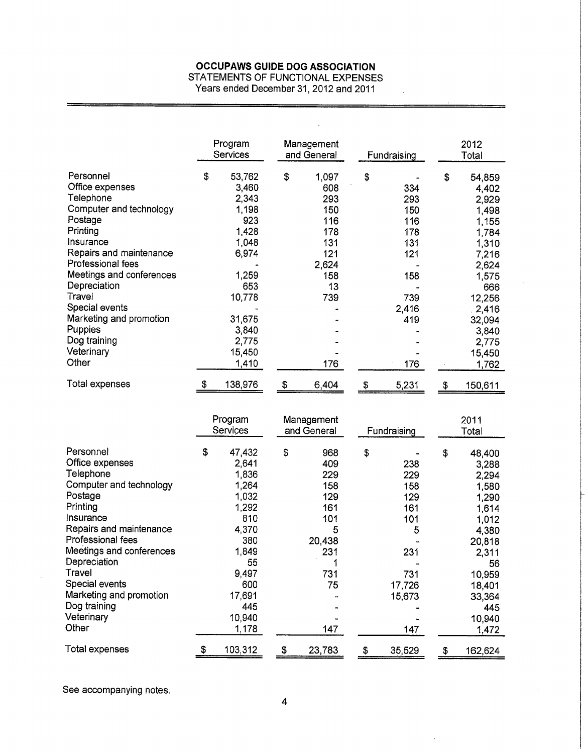# OCCUPAWS GUIDE DOG ASSOCIATION

STATEMENTS OF FUNCTIONAL EXPENSES

Years ended December 31, 2012 and 2011

| | Program Services | Management and General | Fundraising | 2012 Total |
|---|---|---|---|---|
| Personnel | $ 53,762 | $ 1,097 | $ - | $ 54,859 |
| Office expenses | 3,460 | 608 | 334 | 4,402 |
| Telephone | 2,343 | 293 | 293 | 2,929 |
| Computer and technology | 1,198 | 150 | 150 | 1,498 |
| Postage | 923 | 116 | 116 | 1,155 |
| Printing | 1,428 | 178 | 178 | 1,784 |
| Insurance | 1,048 | 131 | 131 | 1,310 |
| Repairs and maintenance | 6,974 | 121 | 121 | 7,216 |
| Professional fees | - | 2,624 | - | 2,624 |
| Meetings and conferences | 1,259 | 158 | 158 | 1,575 |
| Depreciation | 653 | 13 | - | 666 |
| Travel | 10,778 | 739 | 739 | 12,256 |
| Special events | - | - | 2,416 | 2,416 |
| Marketing and promotion | 31,675 | - | 419 | 32,094 |
| Puppies | 3,840 | - | - | 3,840 |
| Dog training | 2,775 | - | - | 2,775 |
| Veterinary | 15,450 | - | - | 15,450 |
| Other | 1,410 | 176 | 176 | 1,762 |
| Total expenses | $ 138,976 | $ 6,404 | $ 5,231 | $ 150,611 |

| | Program Services | Management and General | Fundraising | 2011 Total |
|---|---|---|---|---|
| Personnel | $ 47,432 | $ 968 | $ - | $ 48,400 |
| Office expenses | 2,641 | 409 | 238 | 3,288 |
| Telephone | 1,836 | 229 | 229 | 2,294 |
| Computer and technology | 1,264 | 158 | 158 | 1,580 |
| Postage | 1,032 | 129 | 129 | 1,290 |
| Printing | 1,292 | 161 | 161 | 1,614 |
| Insurance | 810 | 101 | 101 | 1,012 |
| Repairs and maintenance | 4,370 | 5 | 5 | 4,380 |
| Professional fees | 380 | 20,438 | - | 20,818 |
| Meetings and conferences | 1,849 | 231 | 231 | 2,311 |
| Depreciation | 55 | 1 | - | 56 |
| Travel | 9,497 | 731 | 731 | 10,959 |
| Special events | 600 | 75 | 17,726 | 18,401 |
| Marketing and promotion | 17,691 | - | 15,673 | 33,364 |
| Dog training | 445 | - | - | 445 |
| Veterinary | 10,940 | - | - | 10,940 |
| Other | 1,178 | 147 | 147 | 1,472 |
| Total expenses | $ 103,312 | $ 23,783 | $ 35,529 | $ 162,624 |

See accompanying notes.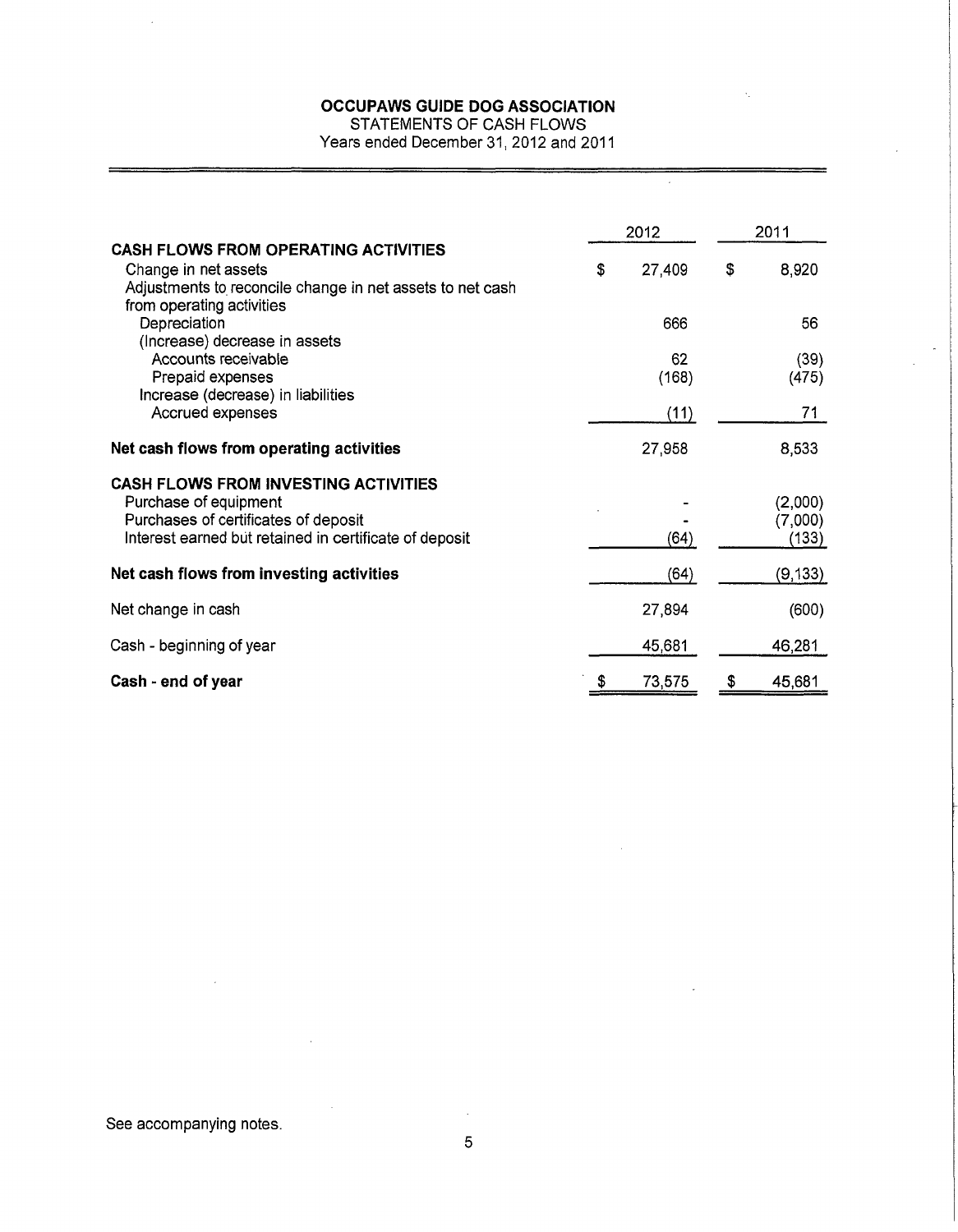# OCCUPAWS GUIDE DOG ASSOCIATION

STATEMENTS OF CASH FLOWS

Years ended December 31, 2012 and 2011

| | 2012 | 2011 |
|---|---|---|
| **CASH FLOWS FROM OPERATING ACTIVITIES** | | |
| Change in net assets | $ 27,409 | $ 8,920 |
| Adjustments to reconcile change in net assets to net cash from operating activities | | |
| Depreciation | 666 | 56 |
| (Increase) decrease in assets | | |
| Accounts receivable | 62 | (39) |
| Prepaid expenses | (168) | (475) |
| Increase (decrease) in liabilities | | |
| Accrued expenses | (11) | 71 |
| **Net cash flows from operating activities** | 27,958 | 8,533 |
| **CASH FLOWS FROM INVESTING ACTIVITIES** | | |
| Purchase of equipment | - | (2,000) |
| Purchases of certificates of deposit | - | (7,000) |
| Interest earned but retained in certificate of deposit | (64) | (133) |
| **Net cash flows from investing activities** | (64) | (9,133) |
| Net change in cash | 27,894 | (600) |
| Cash - beginning of year | 45,681 | 46,281 |
| **Cash - end of year** | $ 73,575 | $ 45,681 |

See accompanying notes.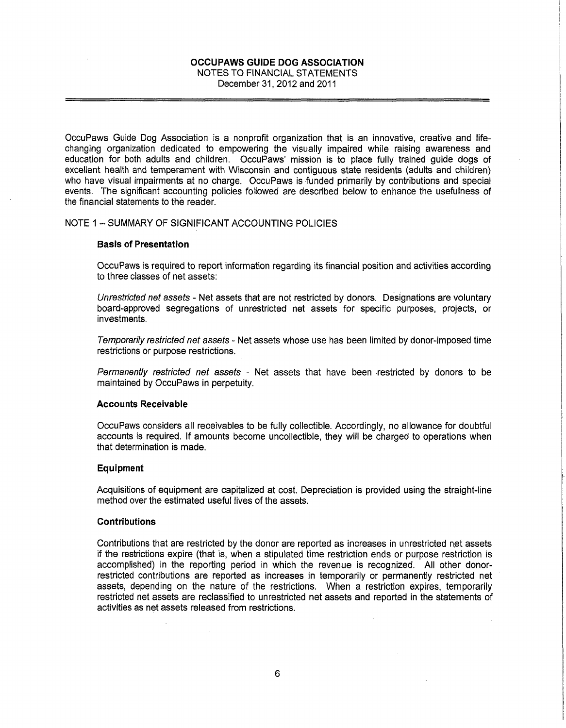# OCCUPAWS GUIDE DOG ASSOCIATION

NOTES TO FINANCIAL STATEMENTS

December 31, 2012 and 2011

OccuPaws Guide Dog Association is a nonprofit organization that is an innovative, creative and life-changing organization dedicated to empowering the visually impaired while raising awareness and education for both adults and children. OccuPaws' mission is to place fully trained guide dogs of excellent health and temperament with Wisconsin and contiguous state residents (adults and children) who have visual impairments at no charge. OccuPaws is funded primarily by contributions and special events. The significant accounting policies followed are described below to enhance the usefulness of the financial statements to the reader.

## NOTE 1 – SUMMARY OF SIGNIFICANT ACCOUNTING POLICIES

### Basis of Presentation

OccuPaws is required to report information regarding its financial position and activities according to three classes of net assets:

*Unrestricted net assets* - Net assets that are not restricted by donors. Designations are voluntary board-approved segregations of unrestricted net assets for specific purposes, projects, or investments.

*Temporarily restricted net assets* - Net assets whose use has been limited by donor-imposed time restrictions or purpose restrictions.

*Permanently restricted net assets* - Net assets that have been restricted by donors to be maintained by OccuPaws in perpetuity.

### Accounts Receivable

OccuPaws considers all receivables to be fully collectible. Accordingly, no allowance for doubtful accounts is required. If amounts become uncollectible, they will be charged to operations when that determination is made.

### Equipment

Acquisitions of equipment are capitalized at cost. Depreciation is provided using the straight-line method over the estimated useful lives of the assets.

### Contributions

Contributions that are restricted by the donor are reported as increases in unrestricted net assets if the restrictions expire (that is, when a stipulated time restriction ends or purpose restriction is accomplished) in the reporting period in which the revenue is recognized. All other donor-restricted contributions are reported as increases in temporarily or permanently restricted net assets, depending on the nature of the restrictions. When a restriction expires, temporarily restricted net assets are reclassified to unrestricted net assets and reported in the statements of activities as net assets released from restrictions.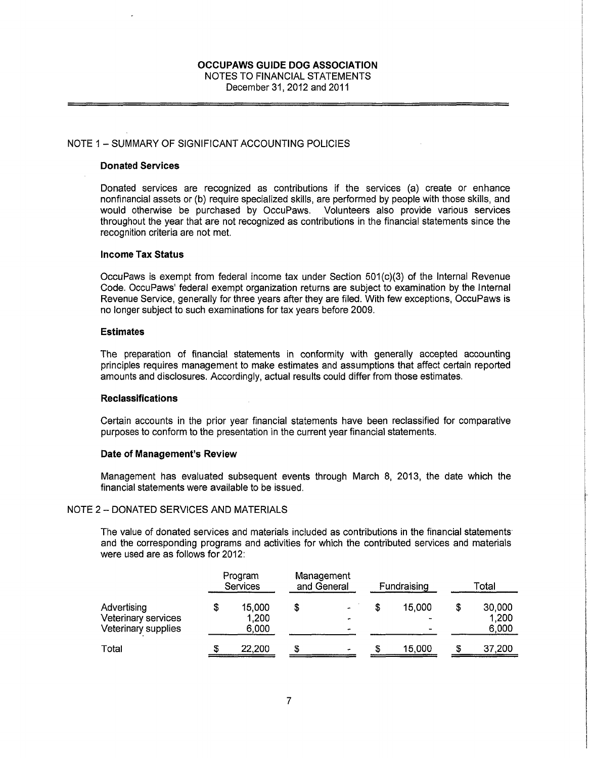# OCCUPAWS GUIDE DOG ASSOCIATION
NOTES TO FINANCIAL STATEMENTS
December 31, 2012 and 2011

## NOTE 1 – SUMMARY OF SIGNIFICANT ACCOUNTING POLICIES

### Donated Services

Donated services are recognized as contributions if the services (a) create or enhance nonfinancial assets or (b) require specialized skills, are performed by people with those skills, and would otherwise be purchased by OccuPaws. Volunteers also provide various services throughout the year that are not recognized as contributions in the financial statements since the recognition criteria are not met.

### Income Tax Status

OccuPaws is exempt from federal income tax under Section 501(c)(3) of the Internal Revenue Code. OccuPaws' federal exempt organization returns are subject to examination by the Internal Revenue Service, generally for three years after they are filed. With few exceptions, OccuPaws is no longer subject to such examinations for tax years before 2009.

### Estimates

The preparation of financial statements in conformity with generally accepted accounting principles requires management to make estimates and assumptions that affect certain reported amounts and disclosures. Accordingly, actual results could differ from those estimates.

### Reclassifications

Certain accounts in the prior year financial statements have been reclassified for comparative purposes to conform to the presentation in the current year financial statements.

### Date of Management's Review

Management has evaluated subsequent events through March 8, 2013, the date which the financial statements were available to be issued.

## NOTE 2 – DONATED SERVICES AND MATERIALS

The value of donated services and materials included as contributions in the financial statements and the corresponding programs and activities for which the contributed services and materials were used are as follows for 2012:

| | Program Services | Management and General | Fundraising | Total |
|---|---|---|---|---|
| Advertising | $ 15,000 | $ - | $ 15,000 | $ 30,000 |
| Veterinary services | 1,200 | - | - | 1,200 |
| Veterinary supplies | 6,000 | - | - | 6,000 |
| Total | $ 22,200 | $ - | $ 15,000 | $ 37,200 |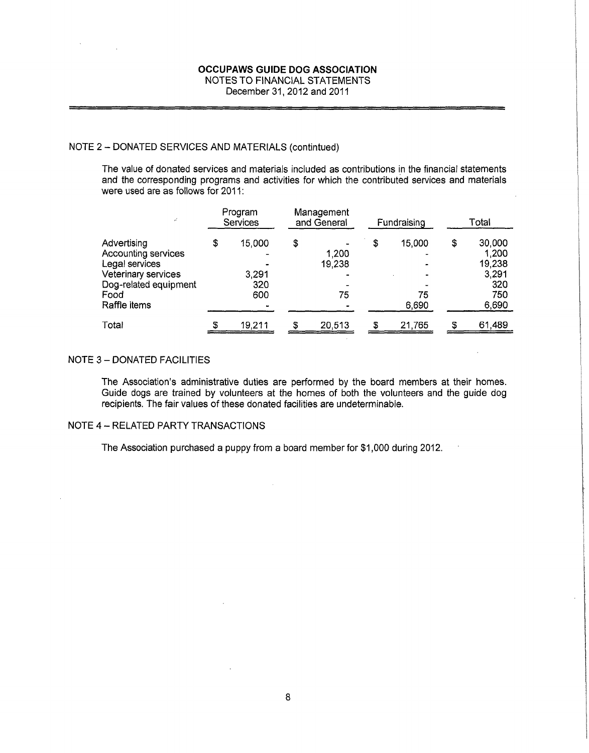**OCCUPAWS GUIDE DOG ASSOCIATION**
NOTES TO FINANCIAL STATEMENTS
December 31, 2012 and 2011

NOTE 2 – DONATED SERVICES AND MATERIALS (contintued)

The value of donated services and materials included as contributions in the financial statements and the corresponding programs and activities for which the contributed services and materials were used are as follows for 2011:

| | Program Services | Management and General | Fundraising | Total |
|---|---|---|---|---|
| Advertising | $ 15,000 | $ - | $ 15,000 | $ 30,000 |
| Accounting services | - | 1,200 | - | 1,200 |
| Legal services | - | 19,238 | - | 19,238 |
| Veterinary services | 3,291 | - | - | 3,291 |
| Dog-related equipment | 320 | - | - | 320 |
| Food | 600 | 75 | 75 | 750 |
| Raffle items | - | - | 6,690 | 6,690 |
| Total | $ 19,211 | $ 20,513 | $ 21,765 | $ 61,489 |

NOTE 3 – DONATED FACILITIES

The Association's administrative duties are performed by the board members at their homes. Guide dogs are trained by volunteers at the homes of both the volunteers and the guide dog recipients. The fair values of these donated facilities are undeterminable.

NOTE 4 – RELATED PARTY TRANSACTIONS

The Association purchased a puppy from a board member for $1,000 during 2012.